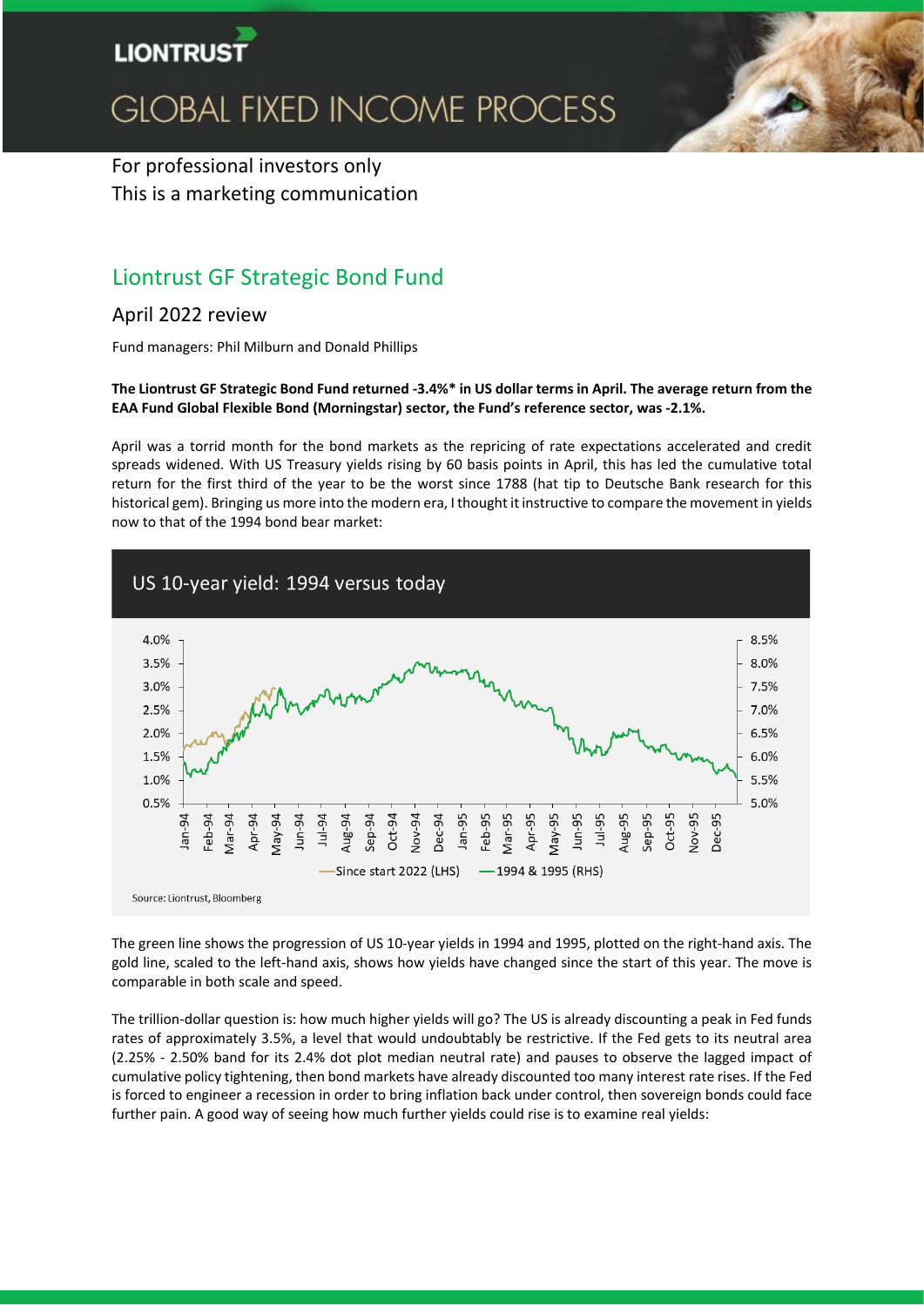# GLOBAL FIXED INCOME PROCESS

For professional investors only
This is a marketing communication

## Liontrust GF Strategic Bond Fund

### April 2022 review

Fund managers: Phil Milburn and Donald Phillips

**The Liontrust GF Strategic Bond Fund returned -3.4%* in US dollar terms in April. The average return from the EAA Fund Global Flexible Bond (Morningstar) sector, the Fund's reference sector, was -2.1%.**

April was a torrid month for the bond markets as the repricing of rate expectations accelerated and credit spreads widened. With US Treasury yields rising by 60 basis points in April, this has led the cumulative total return for the first third of the year to be the worst since 1788 (hat tip to Deutsche Bank research for this historical gem). Bringing us more into the modern era, I thought it instructive to compare the movement in yields now to that of the 1994 bond bear market:

**US 10-year yield: 1994 versus today**

Since start 2022 (LHS) — 1994 & 1995 (RHS)

Source: Liontrust, Bloomberg

The green line shows the progression of US 10-year yields in 1994 and 1995, plotted on the right-hand axis. The gold line, scaled to the left-hand axis, shows how yields have changed since the start of this year. The move is comparable in both scale and speed.

The trillion-dollar question is: how much higher yields will go? The US is already discounting a peak in Fed funds rates of approximately 3.5%, a level that would undoubtably be restrictive. If the Fed gets to its neutral area (2.25% - 2.50% band for its 2.4% dot plot median neutral rate) and pauses to observe the lagged impact of cumulative policy tightening, then bond markets have already discounted too many interest rate rises. If the Fed is forced to engineer a recession in order to bring inflation back under control, then sovereign bonds could face further pain. A good way of seeing how much further yields could rise is to examine real yields: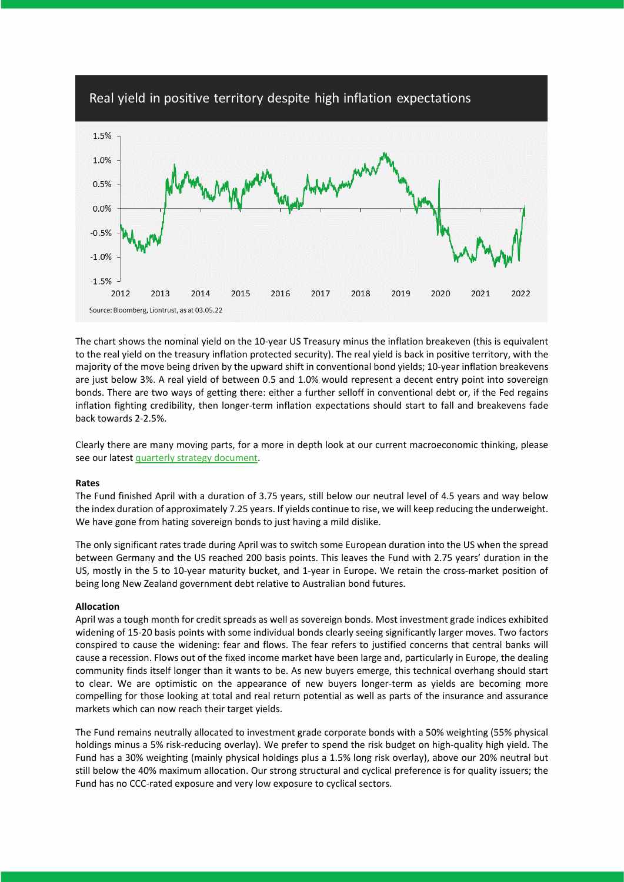## Real yield in positive territory despite high inflation expectations

Source: Bloomberg, Liontrust, as at 03.05.22

The chart shows the nominal yield on the 10-year US Treasury minus the inflation breakeven (this is equivalent to the real yield on the treasury inflation protected security). The real yield is back in positive territory, with the majority of the move being driven by the upward shift in conventional bond yields; 10-year inflation breakevens are just below 3%. A real yield of between 0.5 and 1.0% would represent a decent entry point into sovereign bonds. There are two ways of getting there: either a further selloff in conventional debt or, if the Fed regains inflation fighting credibility, then longer-term inflation expectations should start to fall and breakevens fade back towards 2-2.5%.

Clearly there are many moving parts, for a more in depth look at our current macroeconomic thinking, please see our latest quarterly strategy document.

**Rates**

The Fund finished April with a duration of 3.75 years, still below our neutral level of 4.5 years and way below the index duration of approximately 7.25 years. If yields continue to rise, we will keep reducing the underweight. We have gone from hating sovereign bonds to just having a mild dislike.

The only significant rates trade during April was to switch some European duration into the US when the spread between Germany and the US reached 200 basis points. This leaves the Fund with 2.75 years' duration in the US, mostly in the 5 to 10-year maturity bucket, and 1-year in Europe. We retain the cross-market position of being long New Zealand government debt relative to Australian bond futures.

**Allocation**

April was a tough month for credit spreads as well as sovereign bonds. Most investment grade indices exhibited widening of 15-20 basis points with some individual bonds clearly seeing significantly larger moves. Two factors conspired to cause the widening: fear and flows. The fear refers to justified concerns that central banks will cause a recession. Flows out of the fixed income market have been large and, particularly in Europe, the dealing community finds itself longer than it wants to be. As new buyers emerge, this technical overhang should start to clear. We are optimistic on the appearance of new buyers longer-term as yields are becoming more compelling for those looking at total and real return potential as well as parts of the insurance and assurance markets which can now reach their target yields.

The Fund remains neutrally allocated to investment grade corporate bonds with a 50% weighting (55% physical holdings minus a 5% risk-reducing overlay). We prefer to spend the risk budget on high-quality high yield. The Fund has a 30% weighting (mainly physical holdings plus a 1.5% long risk overlay), above our 20% neutral but still below the 40% maximum allocation. Our strong structural and cyclical preference is for quality issuers; the Fund has no CCC-rated exposure and very low exposure to cyclical sectors.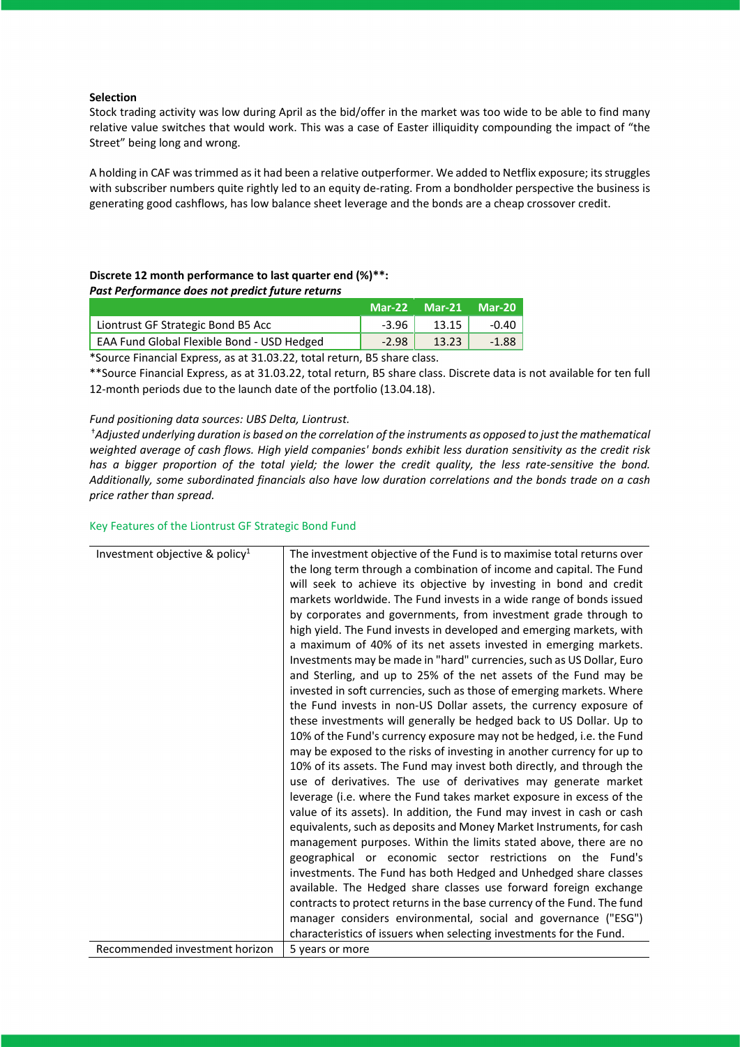**Selection**

Stock trading activity was low during April as the bid/offer in the market was too wide to be able to find many relative value switches that would work. This was a case of Easter illiquidity compounding the impact of "the Street" being long and wrong.

A holding in CAF was trimmed as it had been a relative outperformer. We added to Netflix exposure; its struggles with subscriber numbers quite rightly led to an equity de-rating. From a bondholder perspective the business is generating good cashflows, has low balance sheet leverage and the bonds are a cheap crossover credit.

**Discrete 12 month performance to last quarter end (%)\*\*:**

***Past Performance does not predict future returns***

| | Mar-22 | Mar-21 | Mar-20 |
|---|---|---|---|
| Liontrust GF Strategic Bond B5 Acc | -3.96 | 13.15 | -0.40 |
| EAA Fund Global Flexible Bond - USD Hedged | -2.98 | 13.23 | -1.88 |

*Source Financial Express, as at 31.03.22, total return, B5 share class.

**Source Financial Express, as at 31.03.22, total return, B5 share class. Discrete data is not available for ten full 12-month periods due to the launch date of the portfolio (13.04.18).

*Fund positioning data sources: UBS Delta, Liontrust.*

*†Adjusted underlying duration is based on the correlation of the instruments as opposed to just the mathematical weighted average of cash flows. High yield companies' bonds exhibit less duration sensitivity as the credit risk has a bigger proportion of the total yield; the lower the credit quality, the less rate-sensitive the bond. Additionally, some subordinated financials also have low duration correlations and the bonds trade on a cash price rather than spread.*

## Key Features of the Liontrust GF Strategic Bond Fund

| | |
|---|---|
| Investment objective & policy[1] | The investment objective of the Fund is to maximise total returns over the long term through a combination of income and capital. The Fund will seek to achieve its objective by investing in bond and credit markets worldwide. The Fund invests in a wide range of bonds issued by corporates and governments, from investment grade through to high yield. The Fund invests in developed and emerging markets, with a maximum of 40% of its net assets invested in emerging markets. Investments may be made in "hard" currencies, such as US Dollar, Euro and Sterling, and up to 25% of the net assets of the Fund may be invested in soft currencies, such as those of emerging markets. Where the Fund invests in non-US Dollar assets, the currency exposure of these investments will generally be hedged back to US Dollar. Up to 10% of the Fund's currency exposure may not be hedged, i.e. the Fund may be exposed to the risks of investing in another currency for up to 10% of its assets. The Fund may invest both directly, and through the use of derivatives. The use of derivatives may generate market leverage (i.e. where the Fund takes market exposure in excess of the value of its assets). In addition, the Fund may invest in cash or cash equivalents, such as deposits and Money Market Instruments, for cash management purposes. Within the limits stated above, there are no geographical or economic sector restrictions on the Fund's investments. The Fund has both Hedged and Unhedged share classes available. The Hedged share classes use forward foreign exchange contracts to protect returns in the base currency of the Fund. The fund manager considers environmental, social and governance ("ESG") characteristics of issuers when selecting investments for the Fund. |
| Recommended investment horizon | 5 years or more |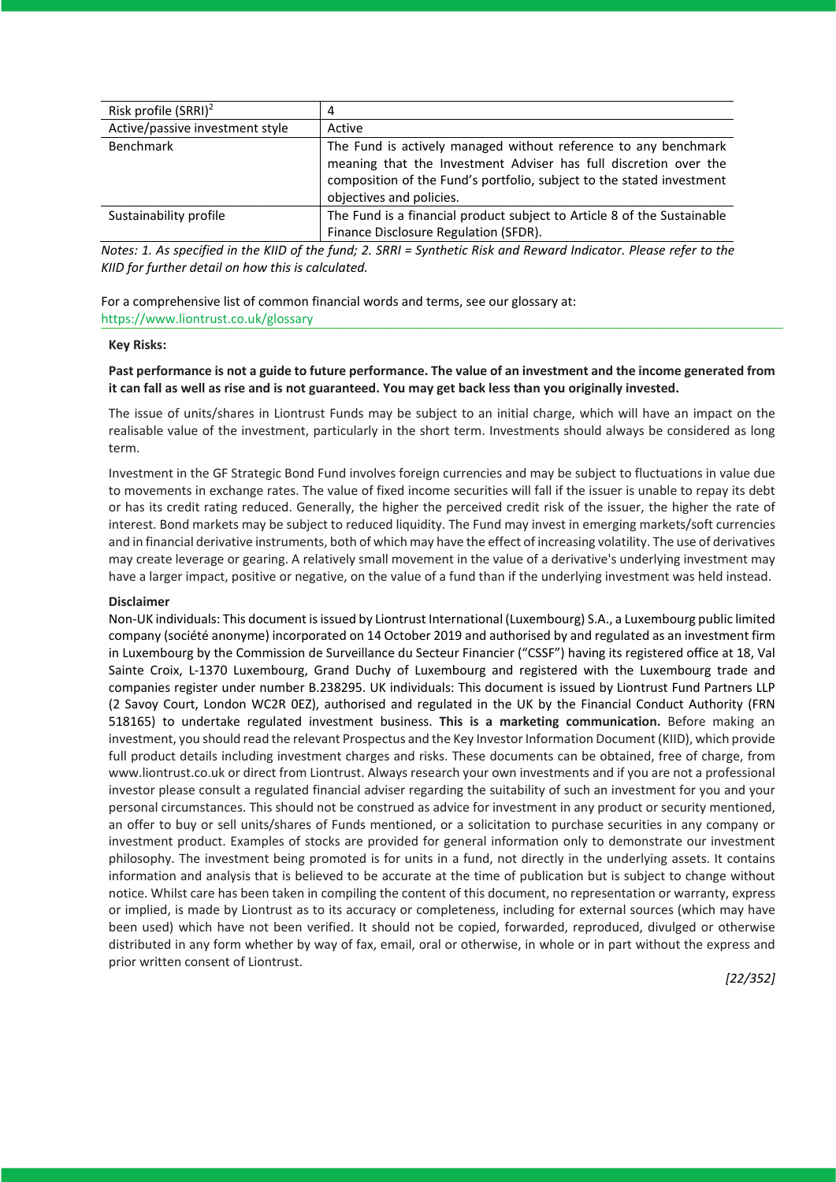| | |
|---|---|
| Risk profile (SRRI)[2] | 4 |
| Active/passive investment style | Active |
| Benchmark | The Fund is actively managed without reference to any benchmark meaning that the Investment Adviser has full discretion over the composition of the Fund's portfolio, subject to the stated investment objectives and policies. |
| Sustainability profile | The Fund is a financial product subject to Article 8 of the Sustainable Finance Disclosure Regulation (SFDR). |

*Notes: 1. As specified in the KIID of the fund; 2. SRRI = Synthetic Risk and Reward Indicator. Please refer to the KIID for further detail on how this is calculated.*

For a comprehensive list of common financial words and terms, see our glossary at: https://www.liontrust.co.uk/glossary

**Key Risks:**

**Past performance is not a guide to future performance. The value of an investment and the income generated from it can fall as well as rise and is not guaranteed. You may get back less than you originally invested.**

The issue of units/shares in Liontrust Funds may be subject to an initial charge, which will have an impact on the realisable value of the investment, particularly in the short term. Investments should always be considered as long term.

Investment in the GF Strategic Bond Fund involves foreign currencies and may be subject to fluctuations in value due to movements in exchange rates. The value of fixed income securities will fall if the issuer is unable to repay its debt or has its credit rating reduced. Generally, the higher the perceived credit risk of the issuer, the higher the rate of interest. Bond markets may be subject to reduced liquidity. The Fund may invest in emerging markets/soft currencies and in financial derivative instruments, both of which may have the effect of increasing volatility. The use of derivatives may create leverage or gearing. A relatively small movement in the value of a derivative's underlying investment may have a larger impact, positive or negative, on the value of a fund than if the underlying investment was held instead.

**Disclaimer**

Non-UK individuals: This document is issued by Liontrust International (Luxembourg) S.A., a Luxembourg public limited company (société anonyme) incorporated on 14 October 2019 and authorised by and regulated as an investment firm in Luxembourg by the Commission de Surveillance du Secteur Financier ("CSSF") having its registered office at 18, Val Sainte Croix, L-1370 Luxembourg, Grand Duchy of Luxembourg and registered with the Luxembourg trade and companies register under number B.238295. UK individuals: This document is issued by Liontrust Fund Partners LLP (2 Savoy Court, London WC2R 0EZ), authorised and regulated in the UK by the Financial Conduct Authority (FRN 518165) to undertake regulated investment business. **This is a marketing communication.** Before making an investment, you should read the relevant Prospectus and the Key Investor Information Document (KIID), which provide full product details including investment charges and risks. These documents can be obtained, free of charge, from www.liontrust.co.uk or direct from Liontrust. Always research your own investments and if you are not a professional investor please consult a regulated financial adviser regarding the suitability of such an investment for you and your personal circumstances. This should not be construed as advice for investment in any product or security mentioned, an offer to buy or sell units/shares of Funds mentioned, or a solicitation to purchase securities in any company or investment product. Examples of stocks are provided for general information only to demonstrate our investment philosophy. The investment being promoted is for units in a fund, not directly in the underlying assets. It contains information and analysis that is believed to be accurate at the time of publication but is subject to change without notice. Whilst care has been taken in compiling the content of this document, no representation or warranty, express or implied, is made by Liontrust as to its accuracy or completeness, including for external sources (which may have been used) which have not been verified. It should not be copied, forwarded, reproduced, divulged or otherwise distributed in any form whether by way of fax, email, oral or otherwise, in whole or in part without the express and prior written consent of Liontrust.

*[22/352]*